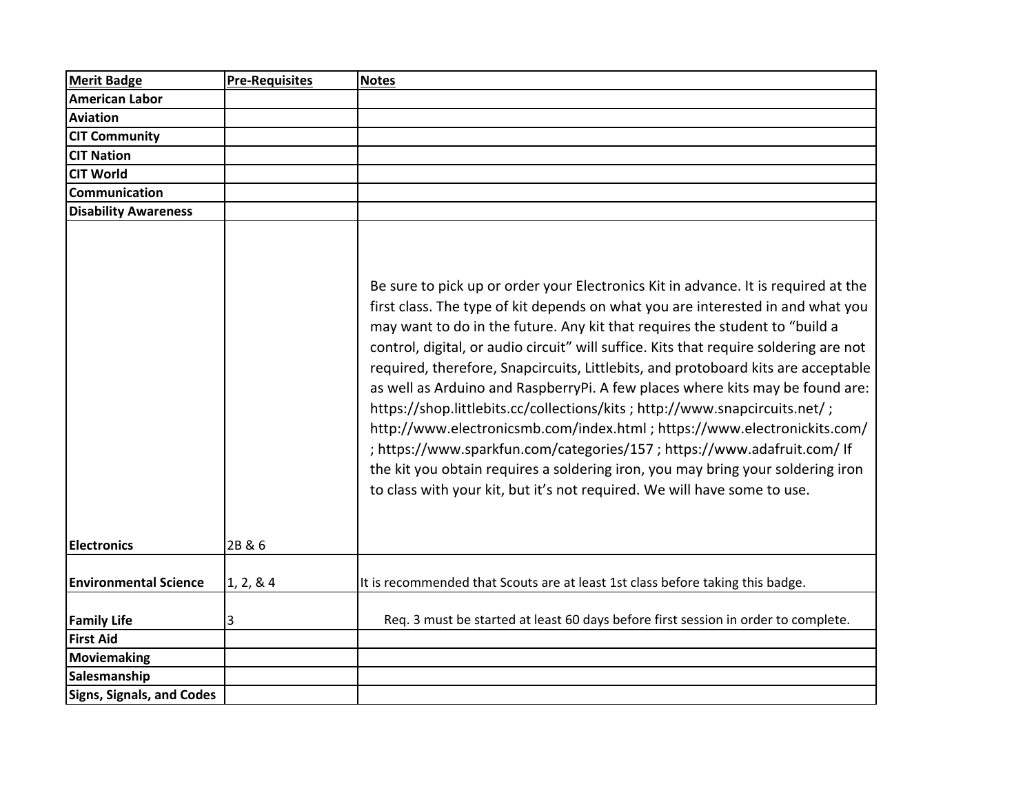| Merit Badge | Pre-Requisites | Notes |
|---|---|---|
| **American Labor** | | |
| **Aviation** | | |
| **CIT Community** | | |
| **CIT Nation** | | |
| **CIT World** | | |
| **Communication** | | |
| **Disability Awareness** | | |
| **Electronics** | 2B & 6 | Be sure to pick up or order your Electronics Kit in advance. It is required at the first class. The type of kit depends on what you are interested in and what you may want to do in the future. Any kit that requires the student to "build a control, digital, or audio circuit" will suffice. Kits that require soldering are not required, therefore, Snapcircuits, Littlebits, and protoboard kits are acceptable as well as Arduino and RaspberryPi. A few places where kits may be found are: https://shop.littlebits.cc/collections/kits ; http://www.snapcircuits.net/ ; http://www.electronicsmb.com/index.html ; https://www.electronickits.com/ ; https://www.sparkfun.com/categories/157 ; https://www.adafruit.com/ If the kit you obtain requires a soldering iron, you may bring your soldering iron to class with your kit, but it's not required. We will have some to use. |
| **Environmental Science** | 1, 2, & 4 | It is recommended that Scouts are at least 1st class before taking this badge. |
| **Family Life** | 3 | Req. 3 must be started at least 60 days before first session in order to complete. |
| **First Aid** | | |
| **Moviemaking** | | |
| **Salesmanship** | | |
| **Signs, Signals, and Codes** | | |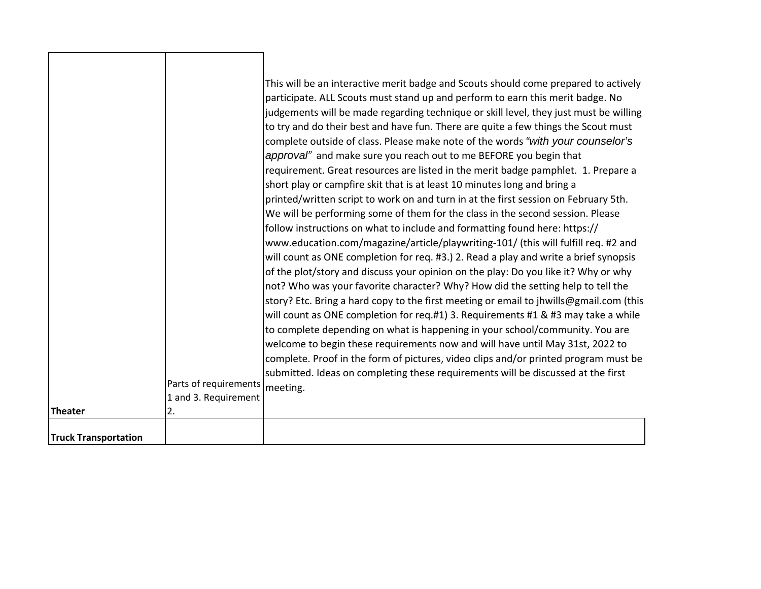| | | |
|---|---|---|
| **Theater** | Parts of requirements 1 and 3. Requirement 2. | This will be an interactive merit badge and Scouts should come prepared to actively participate. ALL Scouts must stand up and perform to earn this merit badge. No judgements will be made regarding technique or skill level, they just must be willing to try and do their best and have fun. There are quite a few things the Scout must complete outside of class. Please make note of the words *"with your counselor's approval"* and make sure you reach out to me BEFORE you begin that requirement. Great resources are listed in the merit badge pamphlet. 1. Prepare a short play or campfire skit that is at least 10 minutes long and bring a printed/written script to work on and turn in at the first session on February 5th. We will be performing some of them for the class in the second session. Please follow instructions on what to include and formatting found here: https://www.education.com/magazine/article/playwriting-101/ (this will fulfill req. #2 and will count as ONE completion for req. #3.) 2. Read a play and write a brief synopsis of the plot/story and discuss your opinion on the play: Do you like it? Why or why not? Who was your favorite character? Why? How did the setting help to tell the story? Etc. Bring a hard copy to the first meeting or email to jhwills@gmail.com (this will count as ONE completion for req.#1) 3. Requirements #1 & #3 may take a while to complete depending on what is happening in your school/community. You are welcome to begin these requirements now and will have until May 31st, 2022 to complete. Proof in the form of pictures, video clips and/or printed program must be submitted. Ideas on completing these requirements will be discussed at the first meeting. |
| **Truck Transportation** | | |